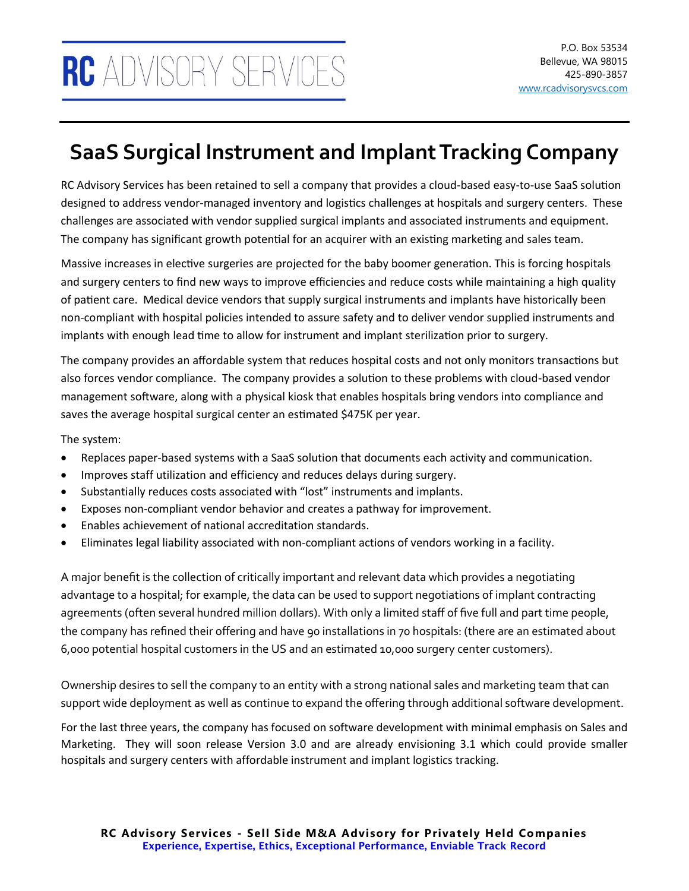RC ADVISORY SERVICES

P.O. Box 53534
Bellevue, WA 98015
425-890-3857
www.rcadvisorysvcs.com

# SaaS Surgical Instrument and Implant Tracking Company

RC Advisory Services has been retained to sell a company that provides a cloud-based easy-to-use SaaS solution designed to address vendor-managed inventory and logistics challenges at hospitals and surgery centers. These challenges are associated with vendor supplied surgical implants and associated instruments and equipment. The company has significant growth potential for an acquirer with an existing marketing and sales team.

Massive increases in elective surgeries are projected for the baby boomer generation. This is forcing hospitals and surgery centers to find new ways to improve efficiencies and reduce costs while maintaining a high quality of patient care. Medical device vendors that supply surgical instruments and implants have historically been non-compliant with hospital policies intended to assure safety and to deliver vendor supplied instruments and implants with enough lead time to allow for instrument and implant sterilization prior to surgery.

The company provides an affordable system that reduces hospital costs and not only monitors transactions but also forces vendor compliance. The company provides a solution to these problems with cloud-based vendor management software, along with a physical kiosk that enables hospitals bring vendors into compliance and saves the average hospital surgical center an estimated $475K per year.

The system:

- Replaces paper-based systems with a SaaS solution that documents each activity and communication.
- Improves staff utilization and efficiency and reduces delays during surgery.
- Substantially reduces costs associated with "lost" instruments and implants.
- Exposes non-compliant vendor behavior and creates a pathway for improvement.
- Enables achievement of national accreditation standards.
- Eliminates legal liability associated with non-compliant actions of vendors working in a facility.

A major benefit is the collection of critically important and relevant data which provides a negotiating advantage to a hospital; for example, the data can be used to support negotiations of implant contracting agreements (often several hundred million dollars). With only a limited staff of five full and part time people, the company has refined their offering and have 90 installations in 70 hospitals: (there are an estimated about 6,000 potential hospital customers in the US and an estimated 10,000 surgery center customers).

Ownership desires to sell the company to an entity with a strong national sales and marketing team that can support wide deployment as well as continue to expand the offering through additional software development.

For the last three years, the company has focused on software development with minimal emphasis on Sales and Marketing. They will soon release Version 3.0 and are already envisioning 3.1 which could provide smaller hospitals and surgery centers with affordable instrument and implant logistics tracking.

**RC Advisory Services - Sell Side M&A Advisory for Privately Held Companies**
**Experience, Expertise, Ethics, Exceptional Performance, Enviable Track Record**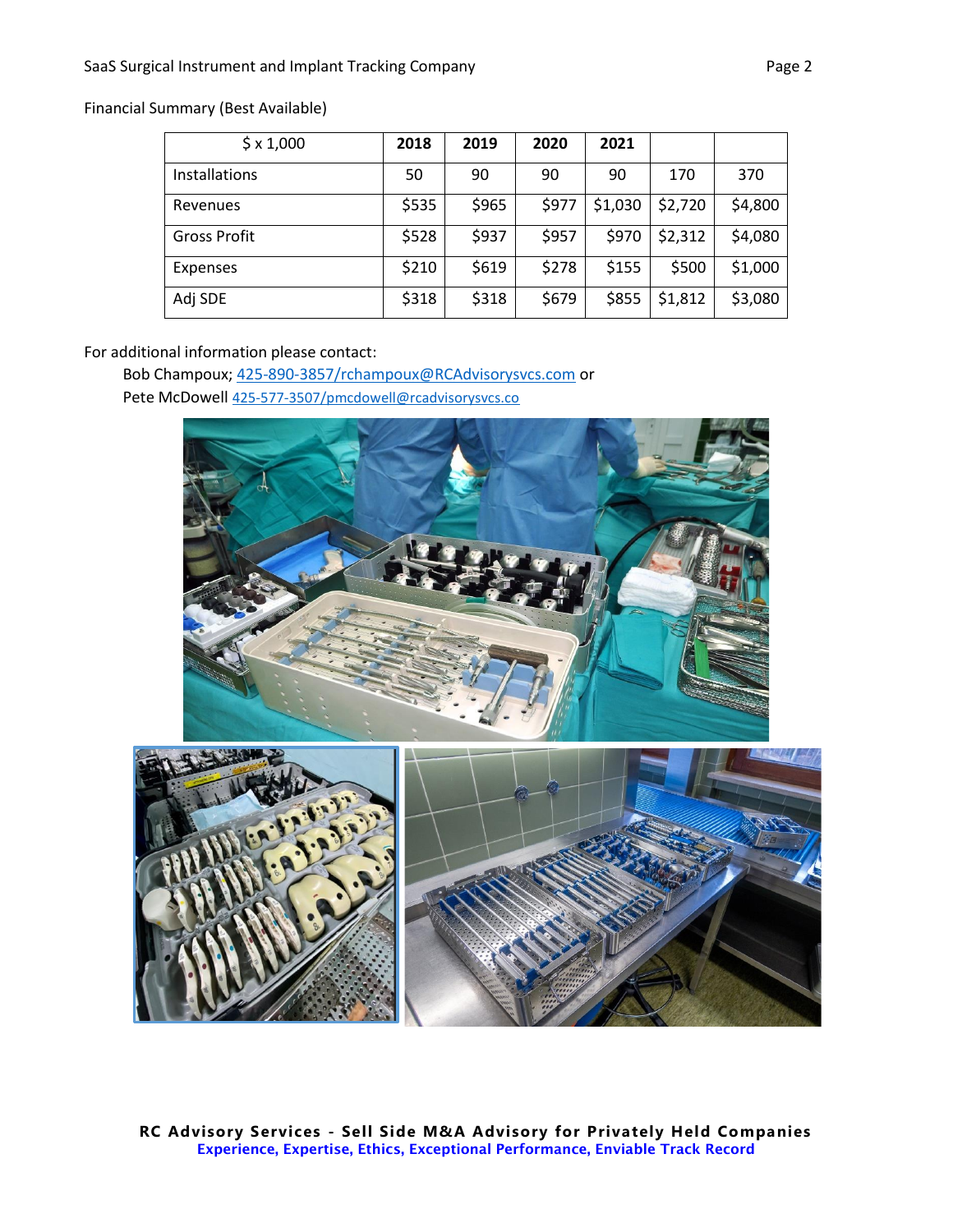Financial Summary (Best Available)

| $ x 1,000 | 2018 | 2019 | 2020 | 2021 | | |
|---|---|---|---|---|---|---|
| Installations | 50 | 90 | 90 | 90 | 170 | 370 |
| Revenues | $535 | $965 | $977 | $1,030 | $2,720 | $4,800 |
| Gross Profit | $528 | $937 | $957 | $970 | $2,312 | $4,080 |
| Expenses | $210 | $619 | $278 | $155 | $500 | $1,000 |
| Adj SDE | $318 | $318 | $679 | $855 | $1,812 | $3,080 |

For additional information please contact:

Bob Champoux; 425-890-3857/rchampoux@RCAdvisorysvcs.com or
Pete McDowell 425-577-3507/pmcdowell@rcadvisorysvcs.co

**RC Advisory Services - Sell Side M&A Advisory for Privately Held Companies**
**Experience, Expertise, Ethics, Exceptional Performance, Enviable Track Record**